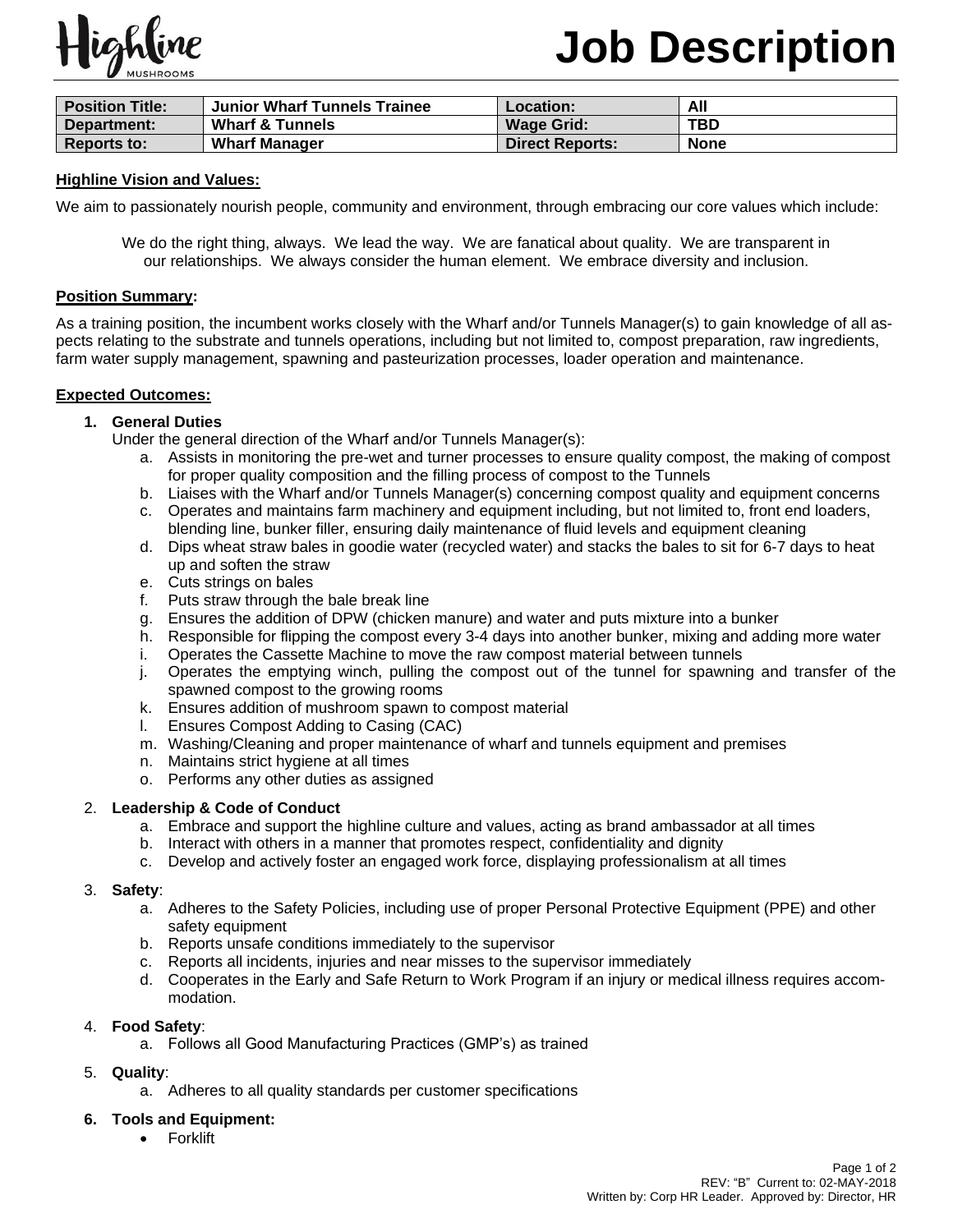Highline MUSHROOMS

# Job Description

| Position Title: | Junior Wharf Tunnels Trainee | Location: | All |
|---|---|---|---|
| Department: | Wharf & Tunnels | Wage Grid: | TBD |
| Reports to: | Wharf Manager | Direct Reports: | None |

**Highline Vision and Values:**

We aim to passionately nourish people, community and environment, through embracing our core values which include:

We do the right thing, always. We lead the way. We are fanatical about quality. We are transparent in our relationships. We always consider the human element. We embrace diversity and inclusion.

**Position Summary:**

As a training position, the incumbent works closely with the Wharf and/or Tunnels Manager(s) to gain knowledge of all aspects relating to the substrate and tunnels operations, including but not limited to, compost preparation, raw ingredients, farm water supply management, spawning and pasteurization processes, loader operation and maintenance.

**Expected Outcomes:**

1. **General Duties**
   Under the general direction of the Wharf and/or Tunnels Manager(s):
   a. Assists in monitoring the pre-wet and turner processes to ensure quality compost, the making of compost for proper quality composition and the filling process of compost to the Tunnels
   b. Liaises with the Wharf and/or Tunnels Manager(s) concerning compost quality and equipment concerns
   c. Operates and maintains farm machinery and equipment including, but not limited to, front end loaders, blending line, bunker filler, ensuring daily maintenance of fluid levels and equipment cleaning
   d. Dips wheat straw bales in goodie water (recycled water) and stacks the bales to sit for 6-7 days to heat up and soften the straw
   e. Cuts strings on bales
   f. Puts straw through the bale break line
   g. Ensures the addition of DPW (chicken manure) and water and puts mixture into a bunker
   h. Responsible for flipping the compost every 3-4 days into another bunker, mixing and adding more water
   i. Operates the Cassette Machine to move the raw compost material between tunnels
   j. Operates the emptying winch, pulling the compost out of the tunnel for spawning and transfer of the spawned compost to the growing rooms
   k. Ensures addition of mushroom spawn to compost material
   l. Ensures Compost Adding to Casing (CAC)
   m. Washing/Cleaning and proper maintenance of wharf and tunnels equipment and premises
   n. Maintains strict hygiene at all times
   o. Performs any other duties as assigned

2. **Leadership & Code of Conduct**
   a. Embrace and support the highline culture and values, acting as brand ambassador at all times
   b. Interact with others in a manner that promotes respect, confidentiality and dignity
   c. Develop and actively foster an engaged work force, displaying professionalism at all times

3. **Safety**:
   a. Adheres to the Safety Policies, including use of proper Personal Protective Equipment (PPE) and other safety equipment
   b. Reports unsafe conditions immediately to the supervisor
   c. Reports all incidents, injuries and near misses to the supervisor immediately
   d. Cooperates in the Early and Safe Return to Work Program if an injury or medical illness requires accommodation.

4. **Food Safety**:
   a. Follows all Good Manufacturing Practices (GMP's) as trained

5. **Quality**:
   a. Adheres to all quality standards per customer specifications

6. **Tools and Equipment:**
   - Forklift

REV: "B" Current to: 02-MAY-2018
Written by: Corp HR Leader. Approved by: Director, HR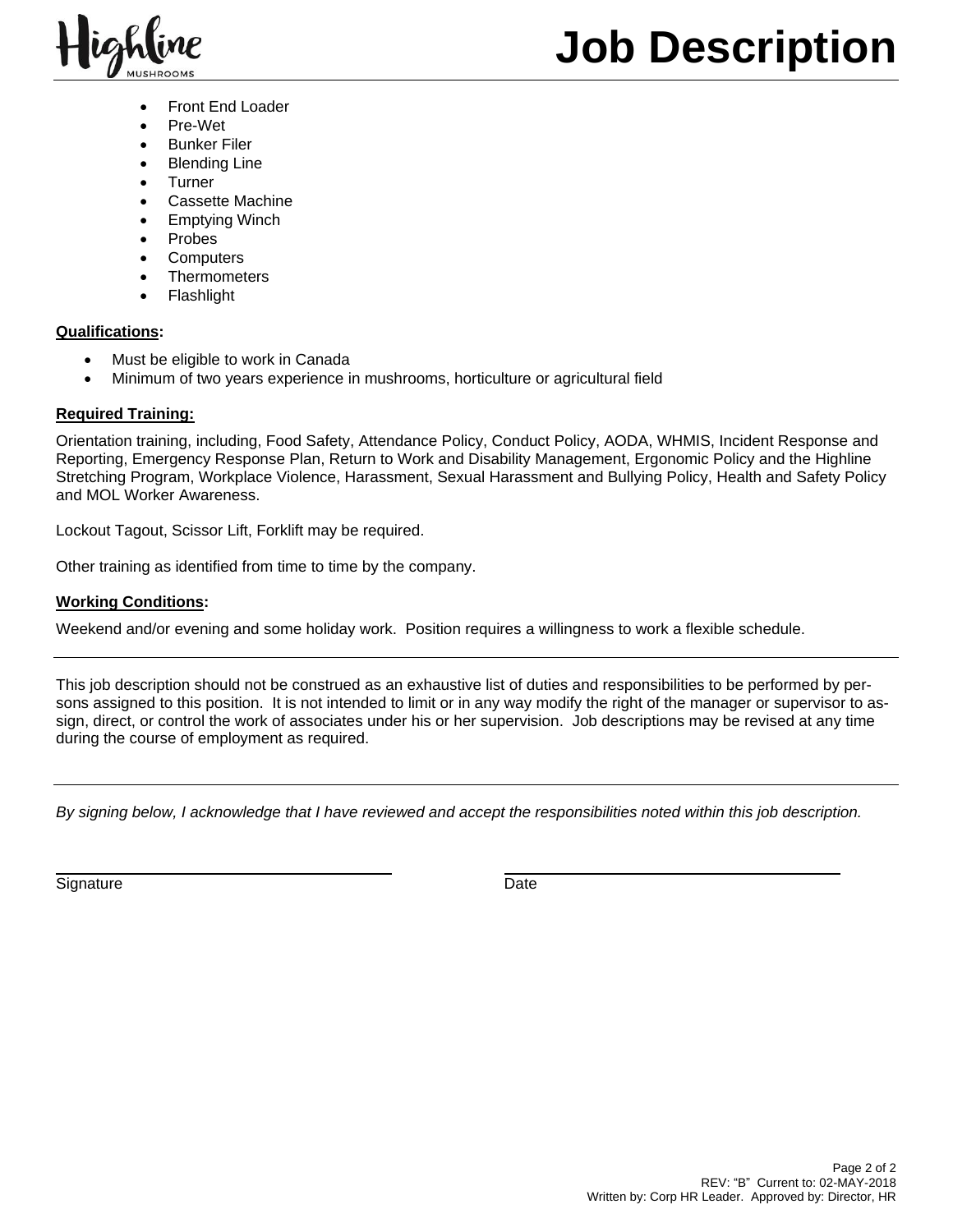- Front End Loader
- Pre-Wet
- Bunker Filer
- Blending Line
- Turner
- Cassette Machine
- Emptying Winch
- Probes
- Computers
- Thermometers
- Flashlight

**Qualifications:**

- Must be eligible to work in Canada
- Minimum of two years experience in mushrooms, horticulture or agricultural field

**Required Training:**

Orientation training, including, Food Safety, Attendance Policy, Conduct Policy, AODA, WHMIS, Incident Response and Reporting, Emergency Response Plan, Return to Work and Disability Management, Ergonomic Policy and the Highline Stretching Program, Workplace Violence, Harassment, Sexual Harassment and Bullying Policy, Health and Safety Policy and MOL Worker Awareness.

Lockout Tagout, Scissor Lift, Forklift may be required.

Other training as identified from time to time by the company.

**Working Conditions:**

Weekend and/or evening and some holiday work. Position requires a willingness to work a flexible schedule.

---

This job description should not be construed as an exhaustive list of duties and responsibilities to be performed by persons assigned to this position. It is not intended to limit or in any way modify the right of the manager or supervisor to assign, direct, or control the work of associates under his or her supervision. Job descriptions may be revised at any time during the course of employment as required.

---

*By signing below, I acknowledge that I have reviewed and accept the responsibilities noted within this job description.*

Signature _______________________ Date _______________________

REV: "B" Current to: 02-MAY-2018
Written by: Corp HR Leader. Approved by: Director, HR